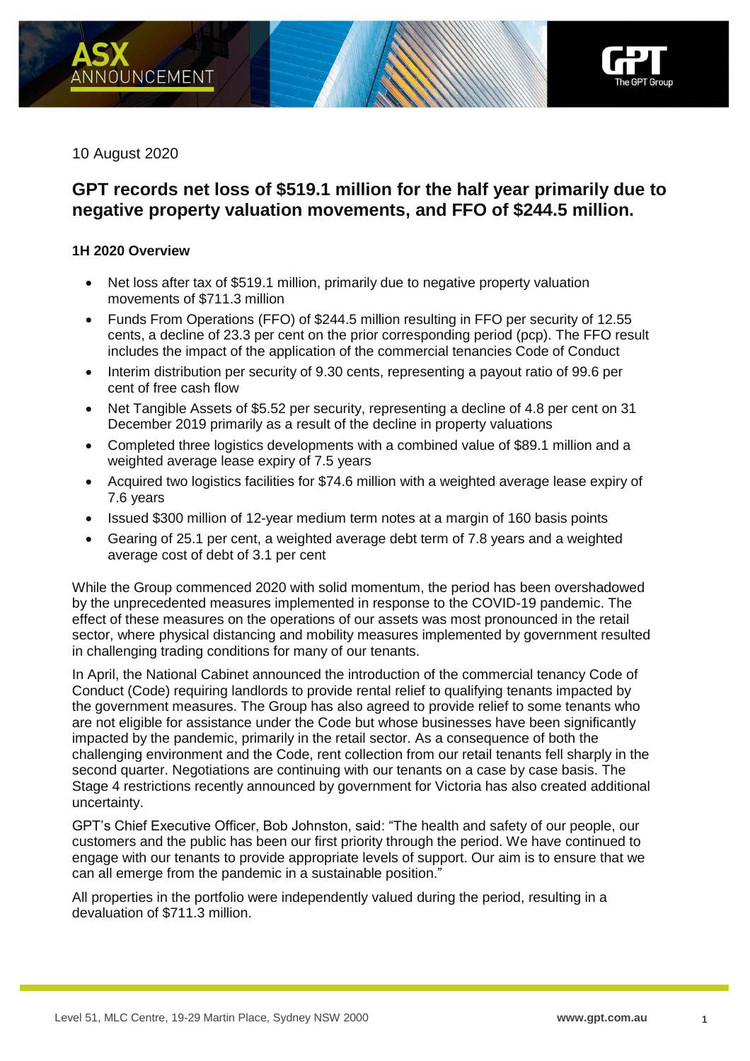10 August 2020

## GPT records net loss of $519.1 million for the half year primarily due to negative property valuation movements, and FFO of $244.5 million.

**1H 2020 Overview**

- Net loss after tax of $519.1 million, primarily due to negative property valuation movements of $711.3 million
- Funds From Operations (FFO) of $244.5 million resulting in FFO per security of 12.55 cents, a decline of 23.3 per cent on the prior corresponding period (pcp). The FFO result includes the impact of the application of the commercial tenancies Code of Conduct
- Interim distribution per security of 9.30 cents, representing a payout ratio of 99.6 per cent of free cash flow
- Net Tangible Assets of $5.52 per security, representing a decline of 4.8 per cent on 31 December 2019 primarily as a result of the decline in property valuations
- Completed three logistics developments with a combined value of $89.1 million and a weighted average lease expiry of 7.5 years
- Acquired two logistics facilities for $74.6 million with a weighted average lease expiry of 7.6 years
- Issued $300 million of 12-year medium term notes at a margin of 160 basis points
- Gearing of 25.1 per cent, a weighted average debt term of 7.8 years and a weighted average cost of debt of 3.1 per cent

While the Group commenced 2020 with solid momentum, the period has been overshadowed by the unprecedented measures implemented in response to the COVID-19 pandemic. The effect of these measures on the operations of our assets was most pronounced in the retail sector, where physical distancing and mobility measures implemented by government resulted in challenging trading conditions for many of our tenants.

In April, the National Cabinet announced the introduction of the commercial tenancy Code of Conduct (Code) requiring landlords to provide rental relief to qualifying tenants impacted by the government measures. The Group has also agreed to provide relief to some tenants who are not eligible for assistance under the Code but whose businesses have been significantly impacted by the pandemic, primarily in the retail sector. As a consequence of both the challenging environment and the Code, rent collection from our retail tenants fell sharply in the second quarter. Negotiations are continuing with our tenants on a case by case basis. The Stage 4 restrictions recently announced by government for Victoria has also created additional uncertainty.

GPT's Chief Executive Officer, Bob Johnston, said: "The health and safety of our people, our customers and the public has been our first priority through the period. We have continued to engage with our tenants to provide appropriate levels of support. Our aim is to ensure that we can all emerge from the pandemic in a sustainable position."

All properties in the portfolio were independently valued during the period, resulting in a devaluation of $711.3 million.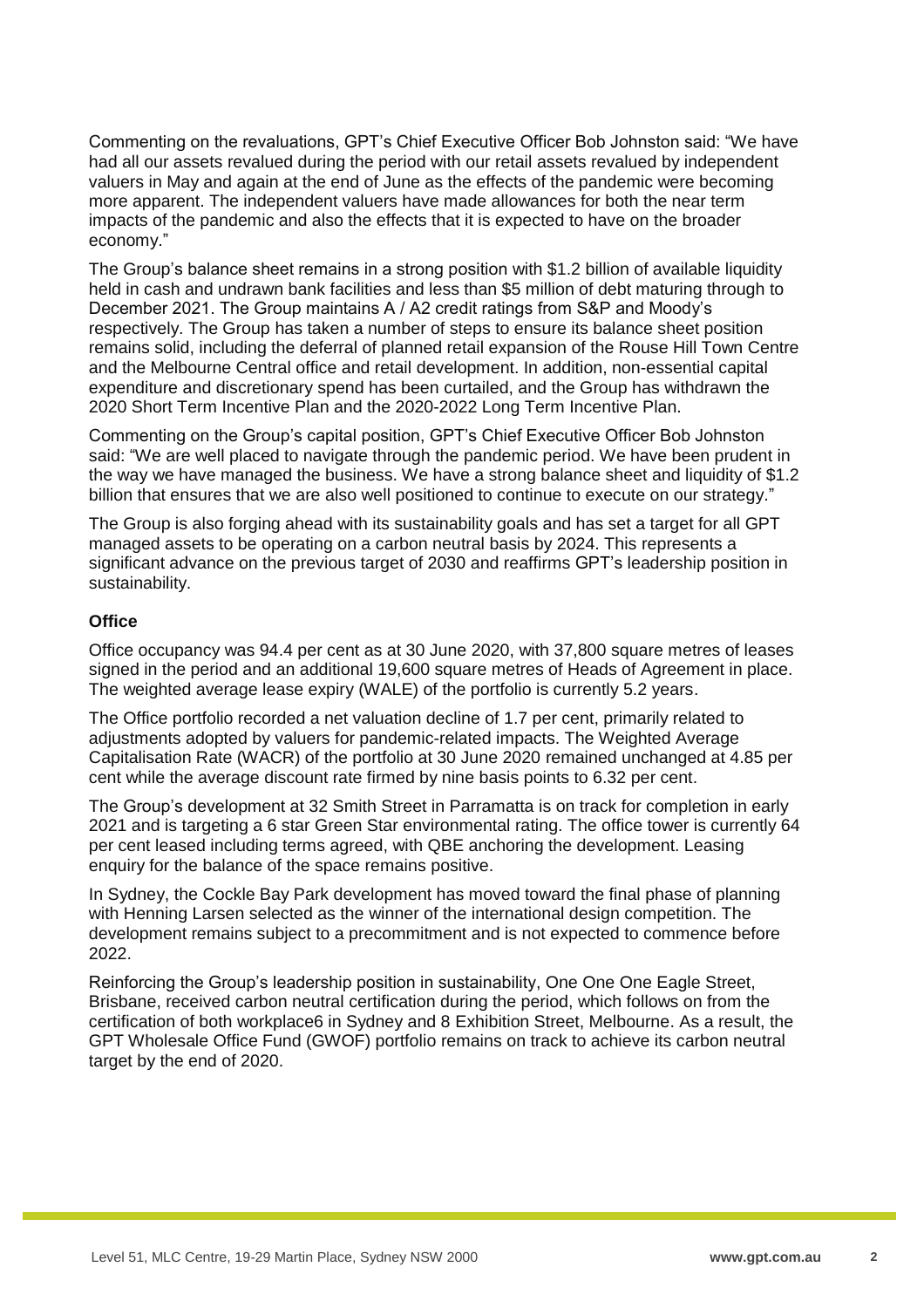Commenting on the revaluations, GPT's Chief Executive Officer Bob Johnston said: "We have had all our assets revalued during the period with our retail assets revalued by independent valuers in May and again at the end of June as the effects of the pandemic were becoming more apparent. The independent valuers have made allowances for both the near term impacts of the pandemic and also the effects that it is expected to have on the broader economy."

The Group's balance sheet remains in a strong position with $1.2 billion of available liquidity held in cash and undrawn bank facilities and less than $5 million of debt maturing through to December 2021. The Group maintains A / A2 credit ratings from S&P and Moody's respectively. The Group has taken a number of steps to ensure its balance sheet position remains solid, including the deferral of planned retail expansion of the Rouse Hill Town Centre and the Melbourne Central office and retail development. In addition, non-essential capital expenditure and discretionary spend has been curtailed, and the Group has withdrawn the 2020 Short Term Incentive Plan and the 2020-2022 Long Term Incentive Plan.

Commenting on the Group's capital position, GPT's Chief Executive Officer Bob Johnston said: "We are well placed to navigate through the pandemic period. We have been prudent in the way we have managed the business. We have a strong balance sheet and liquidity of $1.2 billion that ensures that we are also well positioned to continue to execute on our strategy."

The Group is also forging ahead with its sustainability goals and has set a target for all GPT managed assets to be operating on a carbon neutral basis by 2024. This represents a significant advance on the previous target of 2030 and reaffirms GPT's leadership position in sustainability.

**Office**

Office occupancy was 94.4 per cent as at 30 June 2020, with 37,800 square metres of leases signed in the period and an additional 19,600 square metres of Heads of Agreement in place. The weighted average lease expiry (WALE) of the portfolio is currently 5.2 years.

The Office portfolio recorded a net valuation decline of 1.7 per cent, primarily related to adjustments adopted by valuers for pandemic-related impacts. The Weighted Average Capitalisation Rate (WACR) of the portfolio at 30 June 2020 remained unchanged at 4.85 per cent while the average discount rate firmed by nine basis points to 6.32 per cent.

The Group's development at 32 Smith Street in Parramatta is on track for completion in early 2021 and is targeting a 6 star Green Star environmental rating. The office tower is currently 64 per cent leased including terms agreed, with QBE anchoring the development. Leasing enquiry for the balance of the space remains positive.

In Sydney, the Cockle Bay Park development has moved toward the final phase of planning with Henning Larsen selected as the winner of the international design competition. The development remains subject to a precommitment and is not expected to commence before 2022.

Reinforcing the Group's leadership position in sustainability, One One One Eagle Street, Brisbane, received carbon neutral certification during the period, which follows on from the certification of both workplace6 in Sydney and 8 Exhibition Street, Melbourne. As a result, the GPT Wholesale Office Fund (GWOF) portfolio remains on track to achieve its carbon neutral target by the end of 2020.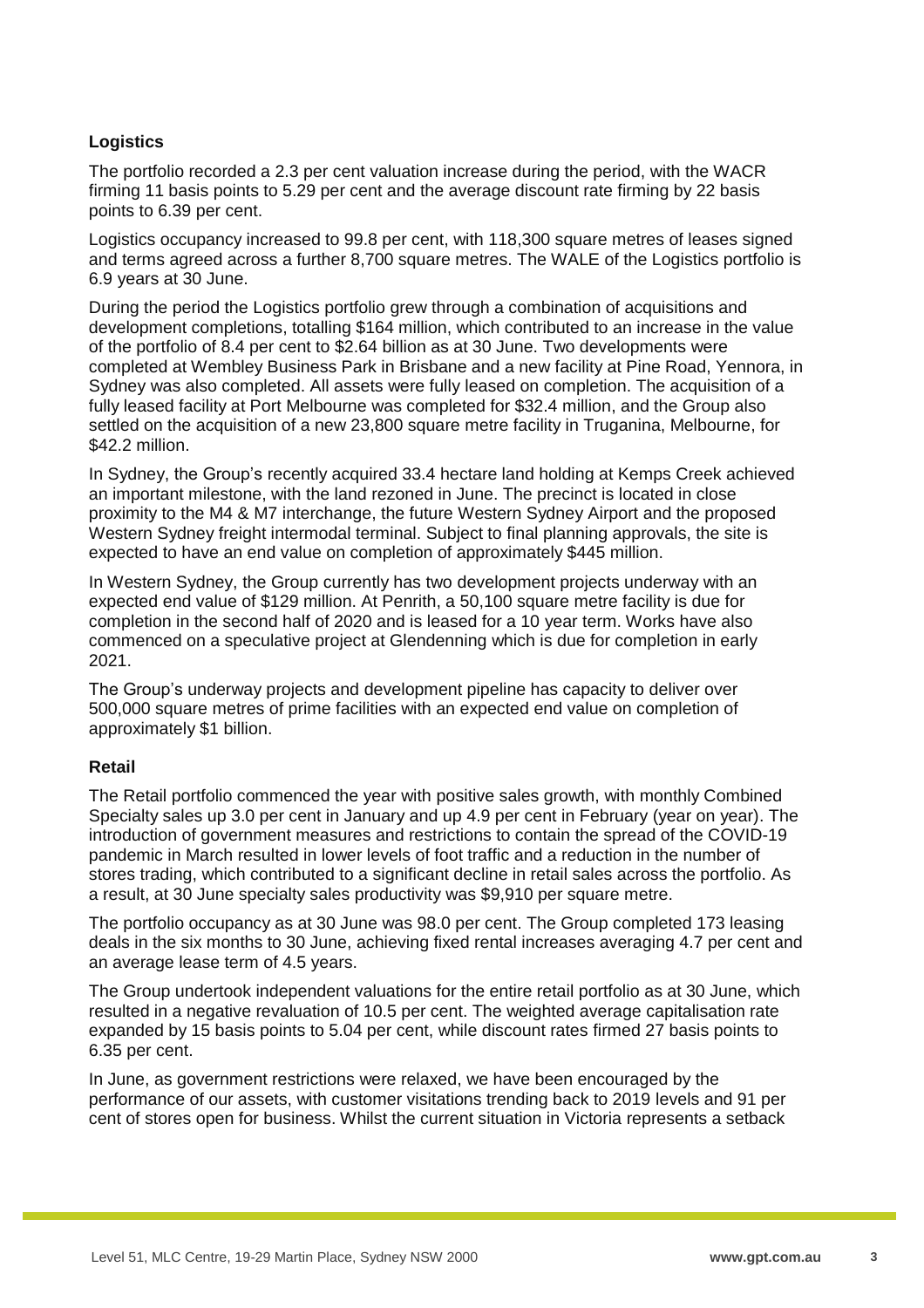### Logistics

The portfolio recorded a 2.3 per cent valuation increase during the period, with the WACR firming 11 basis points to 5.29 per cent and the average discount rate firming by 22 basis points to 6.39 per cent.

Logistics occupancy increased to 99.8 per cent, with 118,300 square metres of leases signed and terms agreed across a further 8,700 square metres. The WALE of the Logistics portfolio is 6.9 years at 30 June.

During the period the Logistics portfolio grew through a combination of acquisitions and development completions, totalling $164 million, which contributed to an increase in the value of the portfolio of 8.4 per cent to $2.64 billion as at 30 June. Two developments were completed at Wembley Business Park in Brisbane and a new facility at Pine Road, Yennora, in Sydney was also completed. All assets were fully leased on completion. The acquisition of a fully leased facility at Port Melbourne was completed for $32.4 million, and the Group also settled on the acquisition of a new 23,800 square metre facility in Truganina, Melbourne, for $42.2 million.

In Sydney, the Group's recently acquired 33.4 hectare land holding at Kemps Creek achieved an important milestone, with the land rezoned in June. The precinct is located in close proximity to the M4 & M7 interchange, the future Western Sydney Airport and the proposed Western Sydney freight intermodal terminal. Subject to final planning approvals, the site is expected to have an end value on completion of approximately $445 million.

In Western Sydney, the Group currently has two development projects underway with an expected end value of $129 million. At Penrith, a 50,100 square metre facility is due for completion in the second half of 2020 and is leased for a 10 year term. Works have also commenced on a speculative project at Glendenning which is due for completion in early 2021.

The Group's underway projects and development pipeline has capacity to deliver over 500,000 square metres of prime facilities with an expected end value on completion of approximately $1 billion.

### Retail

The Retail portfolio commenced the year with positive sales growth, with monthly Combined Specialty sales up 3.0 per cent in January and up 4.9 per cent in February (year on year). The introduction of government measures and restrictions to contain the spread of the COVID-19 pandemic in March resulted in lower levels of foot traffic and a reduction in the number of stores trading, which contributed to a significant decline in retail sales across the portfolio. As a result, at 30 June specialty sales productivity was $9,910 per square metre.

The portfolio occupancy as at 30 June was 98.0 per cent. The Group completed 173 leasing deals in the six months to 30 June, achieving fixed rental increases averaging 4.7 per cent and an average lease term of 4.5 years.

The Group undertook independent valuations for the entire retail portfolio as at 30 June, which resulted in a negative revaluation of 10.5 per cent. The weighted average capitalisation rate expanded by 15 basis points to 5.04 per cent, while discount rates firmed 27 basis points to 6.35 per cent.

In June, as government restrictions were relaxed, we have been encouraged by the performance of our assets, with customer visitations trending back to 2019 levels and 91 per cent of stores open for business. Whilst the current situation in Victoria represents a setback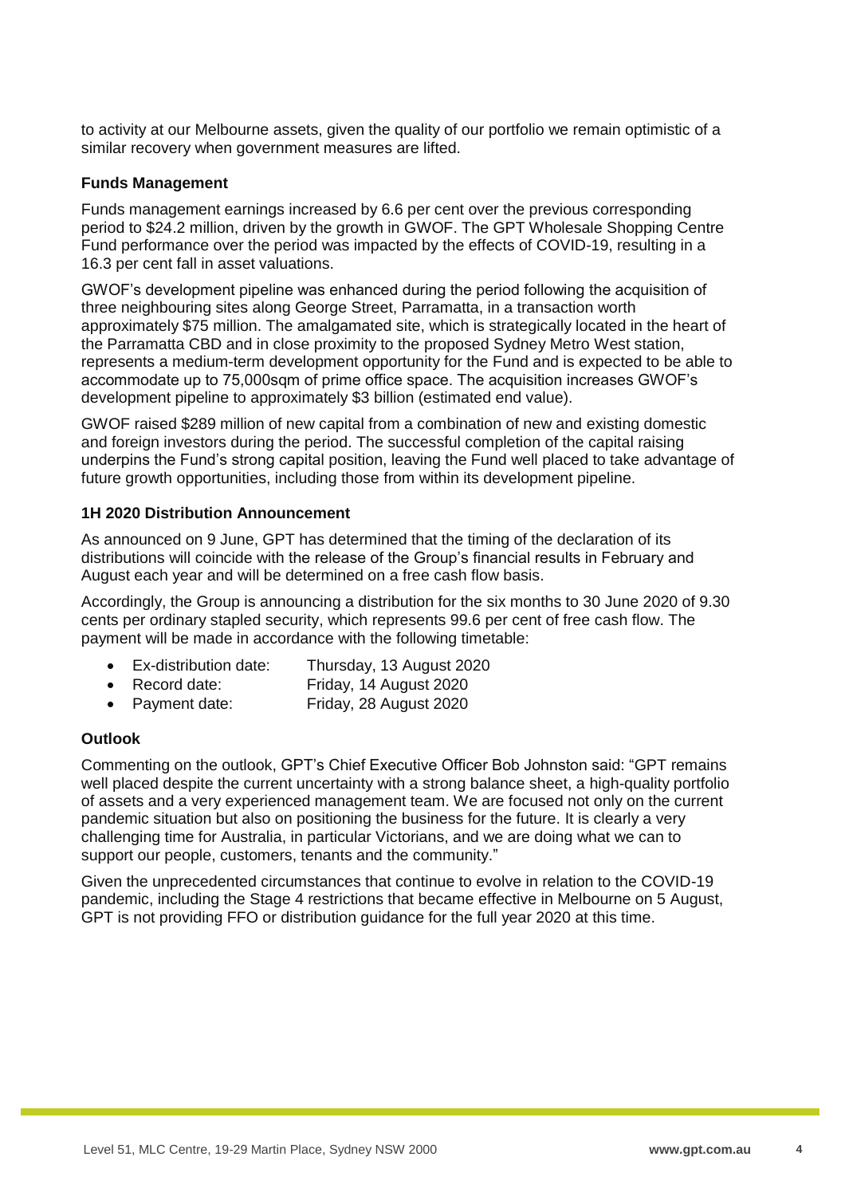to activity at our Melbourne assets, given the quality of our portfolio we remain optimistic of a similar recovery when government measures are lifted.

**Funds Management**

Funds management earnings increased by 6.6 per cent over the previous corresponding period to $24.2 million, driven by the growth in GWOF. The GPT Wholesale Shopping Centre Fund performance over the period was impacted by the effects of COVID-19, resulting in a 16.3 per cent fall in asset valuations.

GWOF's development pipeline was enhanced during the period following the acquisition of three neighbouring sites along George Street, Parramatta, in a transaction worth approximately $75 million. The amalgamated site, which is strategically located in the heart of the Parramatta CBD and in close proximity to the proposed Sydney Metro West station, represents a medium-term development opportunity for the Fund and is expected to be able to accommodate up to 75,000sqm of prime office space. The acquisition increases GWOF's development pipeline to approximately $3 billion (estimated end value).

GWOF raised $289 million of new capital from a combination of new and existing domestic and foreign investors during the period. The successful completion of the capital raising underpins the Fund's strong capital position, leaving the Fund well placed to take advantage of future growth opportunities, including those from within its development pipeline.

**1H 2020 Distribution Announcement**

As announced on 9 June, GPT has determined that the timing of the declaration of its distributions will coincide with the release of the Group's financial results in February and August each year and will be determined on a free cash flow basis.

Accordingly, the Group is announcing a distribution for the six months to 30 June 2020 of 9.30 cents per ordinary stapled security, which represents 99.6 per cent of free cash flow. The payment will be made in accordance with the following timetable:

- Ex-distribution date: Thursday, 13 August 2020
- Record date: Friday, 14 August 2020
- Payment date: Friday, 28 August 2020

**Outlook**

Commenting on the outlook, GPT's Chief Executive Officer Bob Johnston said: "GPT remains well placed despite the current uncertainty with a strong balance sheet, a high-quality portfolio of assets and a very experienced management team. We are focused not only on the current pandemic situation but also on positioning the business for the future. It is clearly a very challenging time for Australia, in particular Victorians, and we are doing what we can to support our people, customers, tenants and the community."

Given the unprecedented circumstances that continue to evolve in relation to the COVID-19 pandemic, including the Stage 4 restrictions that became effective in Melbourne on 5 August, GPT is not providing FFO or distribution guidance for the full year 2020 at this time.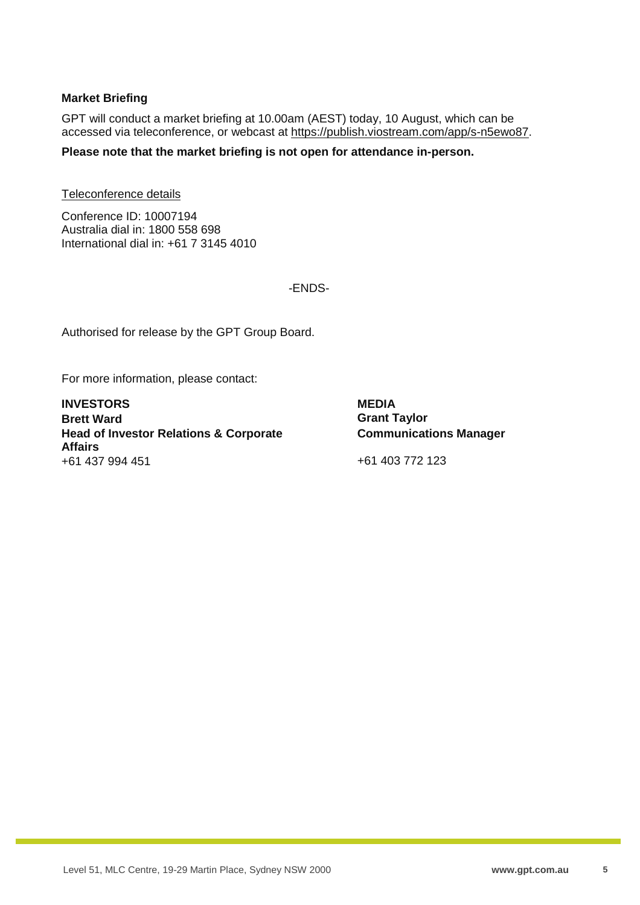**Market Briefing**

GPT will conduct a market briefing at 10.00am (AEST) today, 10 August, which can be accessed via teleconference, or webcast at https://publish.viostream.com/app/s-n5ewo87.

**Please note that the market briefing is not open for attendance in-person.**

Teleconference details

Conference ID: 10007194
Australia dial in: 1800 558 698
International dial in: +61 7 3145 4010

-ENDS-

Authorised for release by the GPT Group Board.

For more information, please contact:

**INVESTORS**
**Brett Ward**
**Head of Investor Relations & Corporate Affairs**
+61 437 994 451

**MEDIA**
**Grant Taylor**
**Communications Manager**
+61 403 772 123